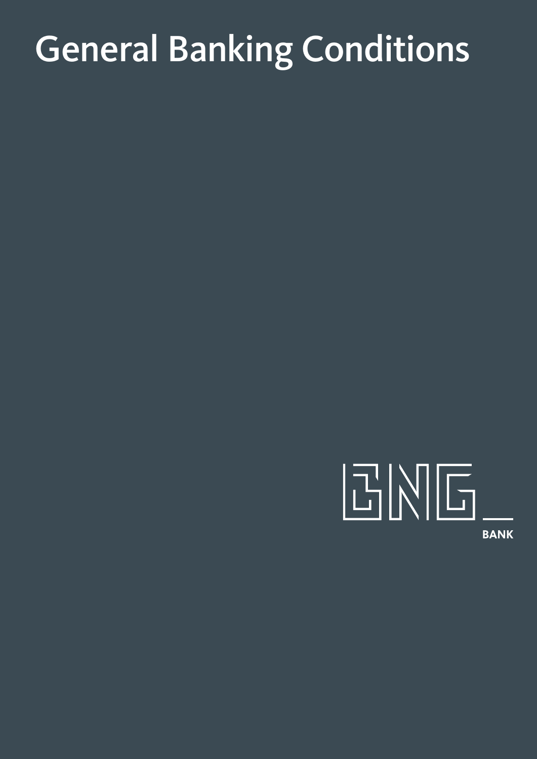# General Banking Conditions

BNG_

BANK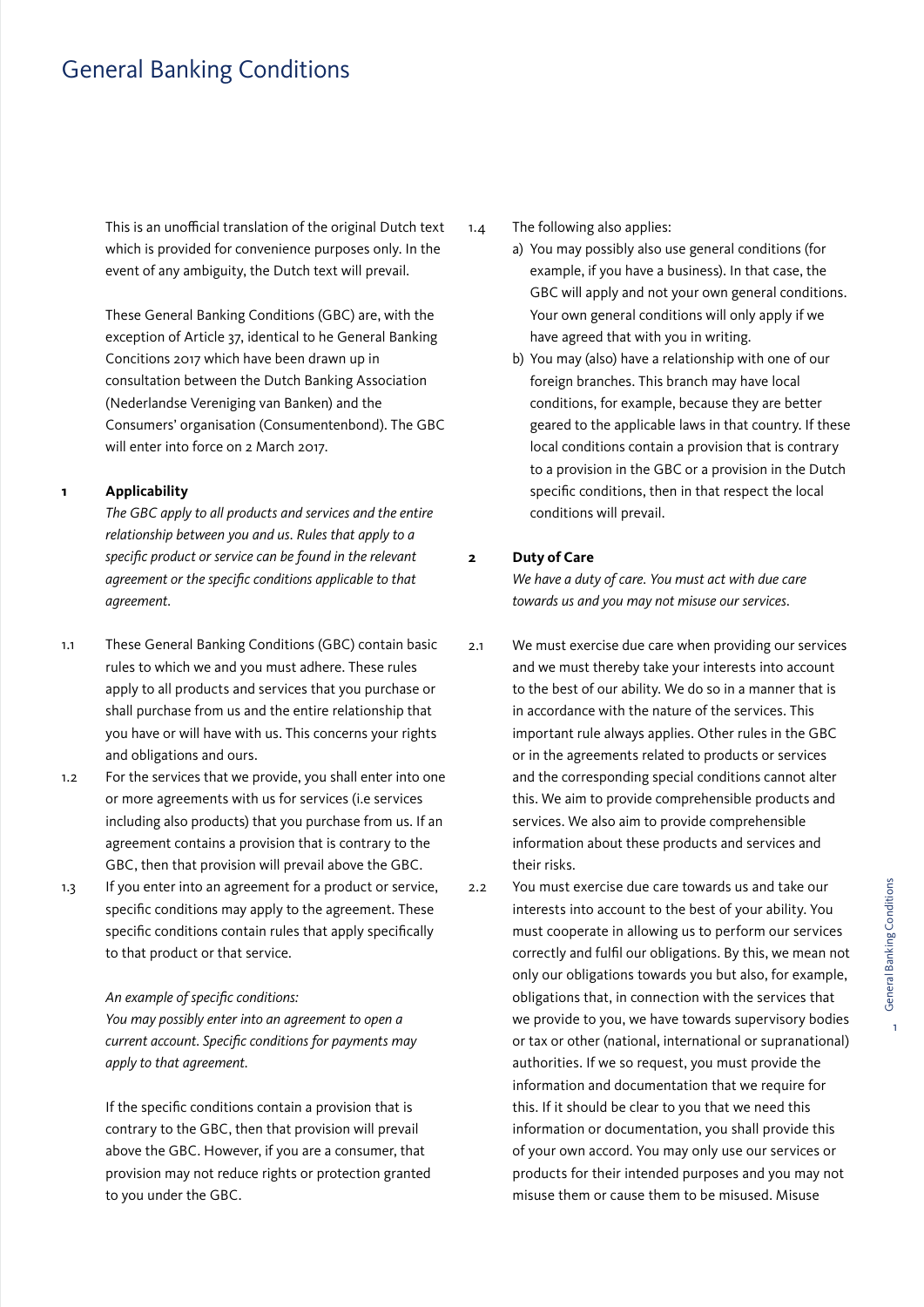# General Banking Conditions

This is an unofficial translation of the original Dutch text which is provided for convenience purposes only. In the event of any ambiguity, the Dutch text will prevail.

These General Banking Conditions (GBC) are, with the exception of Article 37, identical to he General Banking Concitions 2017 which have been drawn up in consultation between the Dutch Banking Association (Nederlandse Vereniging van Banken) and the Consumers' organisation (Consumentenbond). The GBC will enter into force on 2 March 2017.

## 1 Applicability

*The GBC apply to all products and services and the entire relationship between you and us. Rules that apply to a specific product or service can be found in the relevant agreement or the specific conditions applicable to that agreement.*

1.1 These General Banking Conditions (GBC) contain basic rules to which we and you must adhere. These rules apply to all products and services that you purchase or shall purchase from us and the entire relationship that you have or will have with us. This concerns your rights and obligations and ours.

1.2 For the services that we provide, you shall enter into one or more agreements with us for services (i.e services including also products) that you purchase from us. If an agreement contains a provision that is contrary to the GBC, then that provision will prevail above the GBC.

1.3 If you enter into an agreement for a product or service, specific conditions may apply to the agreement. These specific conditions contain rules that apply specifically to that product or that service.

*An example of specific conditions:*
*You may possibly enter into an agreement to open a current account. Specific conditions for payments may apply to that agreement.*

If the specific conditions contain a provision that is contrary to the GBC, then that provision will prevail above the GBC. However, if you are a consumer, that provision may not reduce rights or protection granted to you under the GBC.

1.4 The following also applies:

a) You may possibly also use general conditions (for example, if you have a business). In that case, the GBC will apply and not your own general conditions. Your own general conditions will only apply if we have agreed that with you in writing.

b) You may (also) have a relationship with one of our foreign branches. This branch may have local conditions, for example, because they are better geared to the applicable laws in that country. If these local conditions contain a provision that is contrary to a provision in the GBC or a provision in the Dutch specific conditions, then in that respect the local conditions will prevail.

## 2 Duty of Care

*We have a duty of care. You must act with due care towards us and you may not misuse our services.*

2.1 We must exercise due care when providing our services and we must thereby take your interests into account to the best of our ability. We do so in a manner that is in accordance with the nature of the services. This important rule always applies. Other rules in the GBC or in the agreements related to products or services and the corresponding special conditions cannot alter this. We aim to provide comprehensible products and services. We also aim to provide comprehensible information about these products and services and their risks.

2.2 You must exercise due care towards us and take our interests into account to the best of your ability. You must cooperate in allowing us to perform our services correctly and fulfil our obligations. By this, we mean not only our obligations towards you but also, for example, obligations that, in connection with the services that we provide to you, we have towards supervisory bodies or tax or other (national, international or supranational) authorities. If we so request, you must provide the information and documentation that we require for this. If it should be clear to you that we need this information or documentation, you shall provide this of your own accord. You may only use our services or products for their intended purposes and you may not misuse them or cause them to be misused. Misuse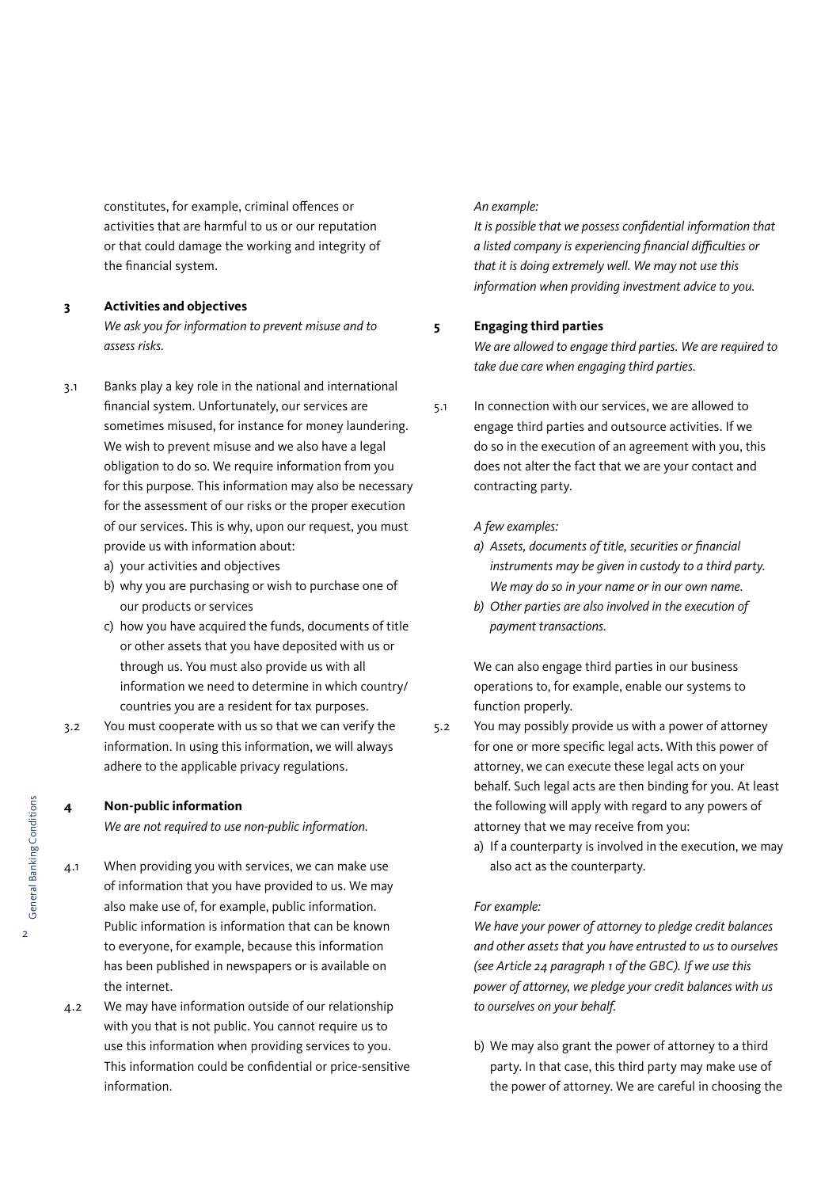constitutes, for example, criminal offences or activities that are harmful to us or our reputation or that could damage the working and integrity of the financial system.

## 3 Activities and objectives

*We ask you for information to prevent misuse and to assess risks.*

3.1 Banks play a key role in the national and international financial system. Unfortunately, our services are sometimes misused, for instance for money laundering. We wish to prevent misuse and we also have a legal obligation to do so. We require information from you for this purpose. This information may also be necessary for the assessment of our risks or the proper execution of our services. This is why, upon our request, you must provide us with information about:

a) your activities and objectives
b) why you are purchasing or wish to purchase one of our products or services
c) how you have acquired the funds, documents of title or other assets that you have deposited with us or through us. You must also provide us with all information we need to determine in which country/countries you are a resident for tax purposes.

3.2 You must cooperate with us so that we can verify the information. In using this information, we will always adhere to the applicable privacy regulations.

## 4 Non-public information

*We are not required to use non-public information.*

4.1 When providing you with services, we can make use of information that you have provided to us. We may also make use of, for example, public information. Public information is information that can be known to everyone, for example, because this information has been published in newspapers or is available on the internet.

4.2 We may have information outside of our relationship with you that is not public. You cannot require us to use this information when providing services to you. This information could be confidential or price-sensitive information.

*An example:*
*It is possible that we possess confidential information that a listed company is experiencing financial difficulties or that it is doing extremely well. We may not use this information when providing investment advice to you.*

## 5 Engaging third parties

*We are allowed to engage third parties. We are required to take due care when engaging third parties.*

5.1 In connection with our services, we are allowed to engage third parties and outsource activities. If we do so in the execution of an agreement with you, this does not alter the fact that we are your contact and contracting party.

*A few examples:*
*a) Assets, documents of title, securities or financial instruments may be given in custody to a third party. We may do so in your name or in our own name.*
*b) Other parties are also involved in the execution of payment transactions.*

We can also engage third parties in our business operations to, for example, enable our systems to function properly.

5.2 You may possibly provide us with a power of attorney for one or more specific legal acts. With this power of attorney, we can execute these legal acts on your behalf. Such legal acts are then binding for you. At least the following will apply with regard to any powers of attorney that we may receive from you:

a) If a counterparty is involved in the execution, we may also act as the counterparty.

*For example:*
*We have your power of attorney to pledge credit balances and other assets that you have entrusted to us to ourselves (see Article 24 paragraph 1 of the GBC). If we use this power of attorney, we pledge your credit balances with us to ourselves on your behalf.*

b) We may also grant the power of attorney to a third party. In that case, this third party may make use of the power of attorney. We are careful in choosing the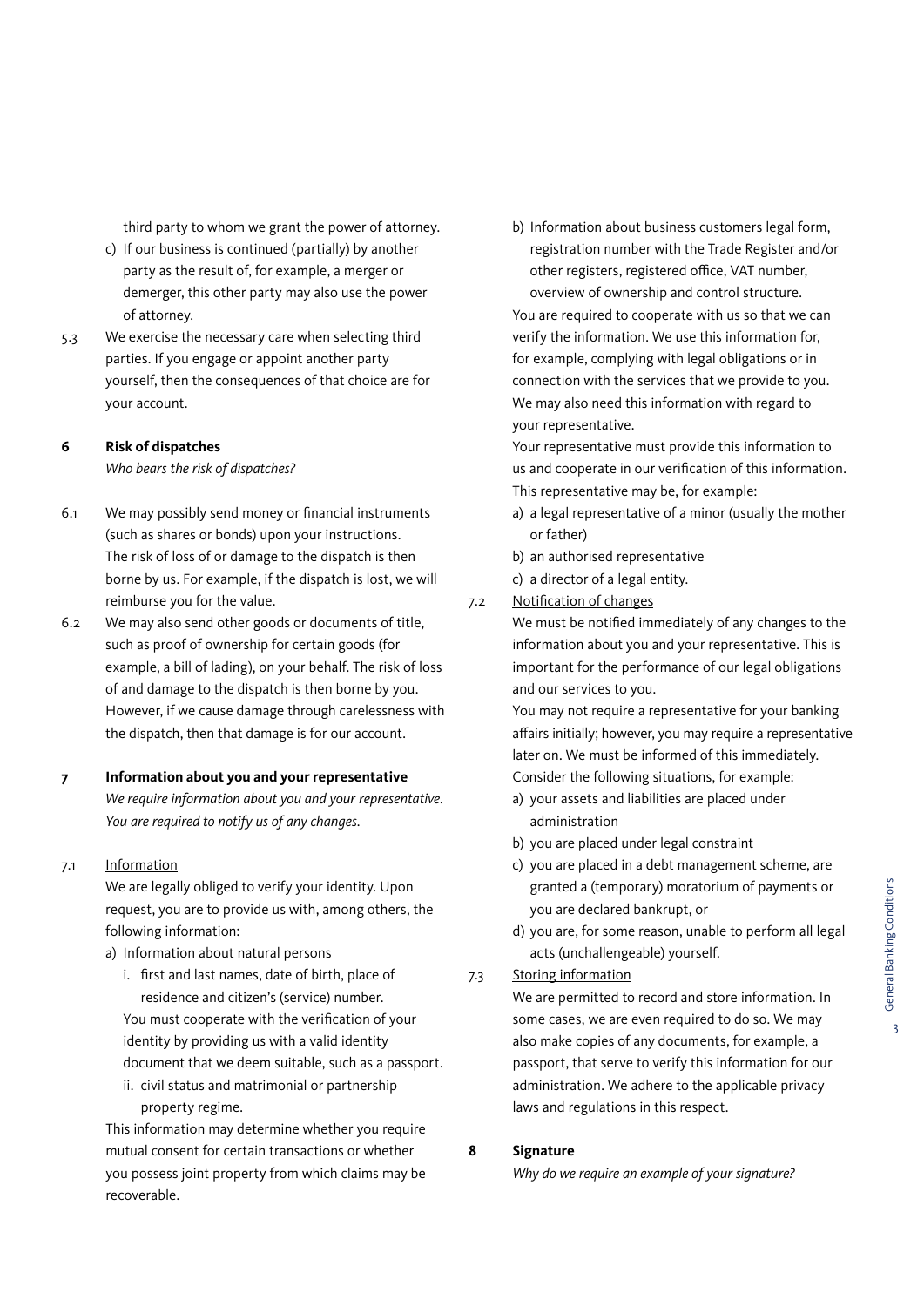third party to whom we grant the power of attorney.

c) If our business is continued (partially) by another party as the result of, for example, a merger or demerger, this other party may also use the power of attorney.

5.3 We exercise the necessary care when selecting third parties. If you engage or appoint another party yourself, then the consequences of that choice are for your account.

## 6 Risk of dispatches

*Who bears the risk of dispatches?*

6.1 We may possibly send money or financial instruments (such as shares or bonds) upon your instructions. The risk of loss of or damage to the dispatch is then borne by us. For example, if the dispatch is lost, we will reimburse you for the value.

6.2 We may also send other goods or documents of title, such as proof of ownership for certain goods (for example, a bill of lading), on your behalf. The risk of loss of and damage to the dispatch is then borne by you. However, if we cause damage through carelessness with the dispatch, then that damage is for our account.

## 7 Information about you and your representative

*We require information about you and your representative. You are required to notify us of any changes.*

7.1 Information

We are legally obliged to verify your identity. Upon request, you are to provide us with, among others, the following information:

a) Information about natural persons

   i. first and last names, date of birth, place of residence and citizen's (service) number.

   You must cooperate with the verification of your identity by providing us with a valid identity document that we deem suitable, such as a passport.

   ii. civil status and matrimonial or partnership property regime.

This information may determine whether you require mutual consent for certain transactions or whether you possess joint property from which claims may be recoverable.

b) Information about business customers legal form, registration number with the Trade Register and/or other registers, registered office, VAT number, overview of ownership and control structure.

You are required to cooperate with us so that we can verify the information. We use this information for, for example, complying with legal obligations or in connection with the services that we provide to you. We may also need this information with regard to your representative.

Your representative must provide this information to us and cooperate in our verification of this information. This representative may be, for example:

a) a legal representative of a minor (usually the mother or father)

b) an authorised representative

c) a director of a legal entity.

7.2 Notification of changes

We must be notified immediately of any changes to the information about you and your representative. This is important for the performance of our legal obligations and our services to you.

You may not require a representative for your banking affairs initially; however, you may require a representative later on. We must be informed of this immediately. Consider the following situations, for example:

a) your assets and liabilities are placed under administration

b) you are placed under legal constraint

c) you are placed in a debt management scheme, are granted a (temporary) moratorium of payments or you are declared bankrupt, or

d) you are, for some reason, unable to perform all legal acts (unchallengeable) yourself.

7.3 Storing information

We are permitted to record and store information. In some cases, we are even required to do so. We may also make copies of any documents, for example, a passport, that serve to verify this information for our administration. We adhere to the applicable privacy laws and regulations in this respect.

## 8 Signature

*Why do we require an example of your signature?*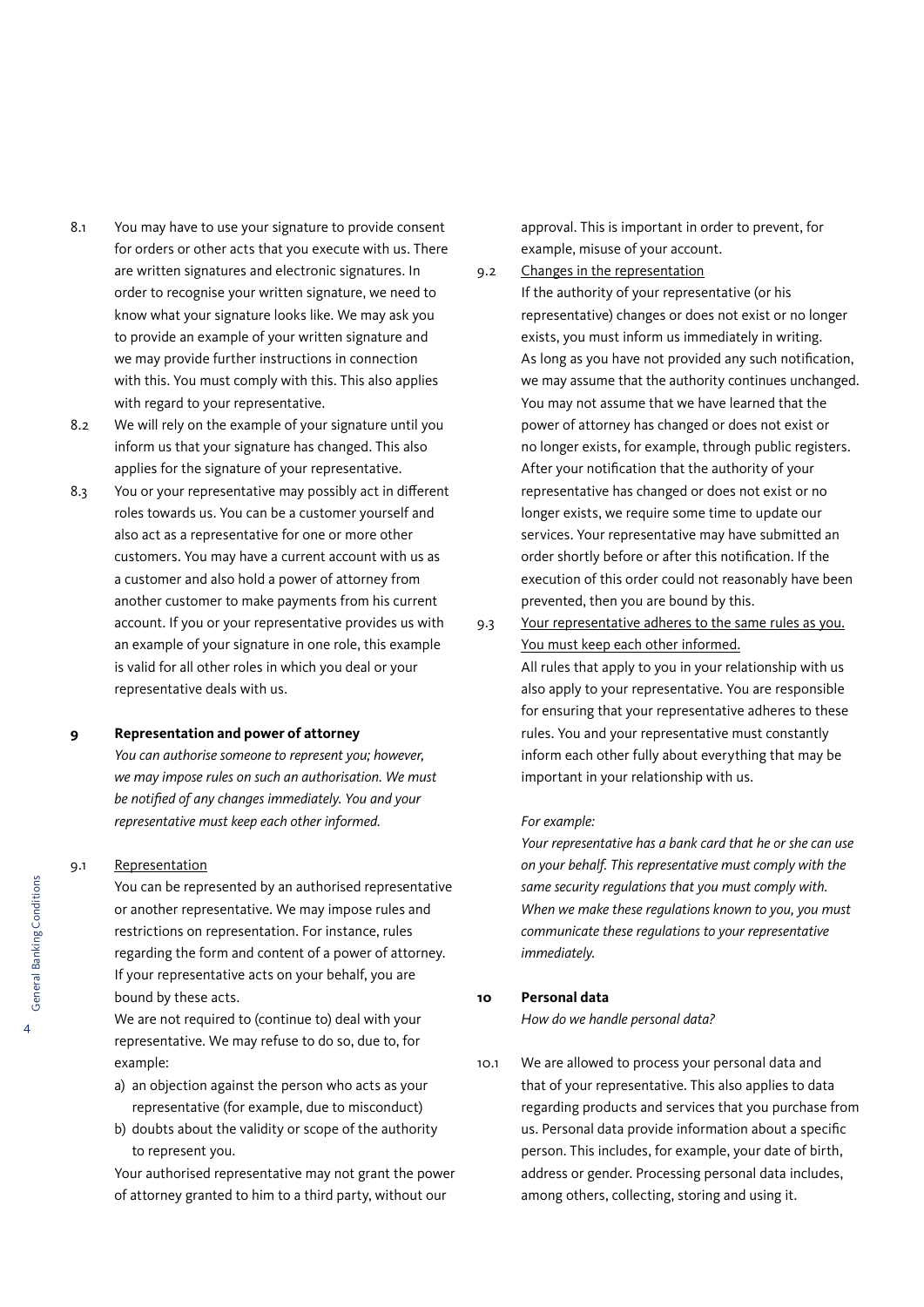8.1 You may have to use your signature to provide consent for orders or other acts that you execute with us. There are written signatures and electronic signatures. In order to recognise your written signature, we need to know what your signature looks like. We may ask you to provide an example of your written signature and we may provide further instructions in connection with this. You must comply with this. This also applies with regard to your representative.

8.2 We will rely on the example of your signature until you inform us that your signature has changed. This also applies for the signature of your representative.

8.3 You or your representative may possibly act in different roles towards us. You can be a customer yourself and also act as a representative for one or more other customers. You may have a current account with us as a customer and also hold a power of attorney from another customer to make payments from his current account. If you or your representative provides us with an example of your signature in one role, this example is valid for all other roles in which you deal or your representative deals with us.

## 9 Representation and power of attorney

*You can authorise someone to represent you; however, we may impose rules on such an authorisation. We must be notified of any changes immediately. You and your representative must keep each other informed.*

9.1 <u>Representation</u>

You can be represented by an authorised representative or another representative. We may impose rules and restrictions on representation. For instance, rules regarding the form and content of a power of attorney. If your representative acts on your behalf, you are bound by these acts.

We are not required to (continue to) deal with your representative. We may refuse to do so, due to, for example:

a) an objection against the person who acts as your representative (for example, due to misconduct)
b) doubts about the validity or scope of the authority to represent you.

Your authorised representative may not grant the power of attorney granted to him to a third party, without our approval. This is important in order to prevent, for example, misuse of your account.

9.2 <u>Changes in the representation</u>

If the authority of your representative (or his representative) changes or does not exist or no longer exists, you must inform us immediately in writing. As long as you have not provided any such notification, we may assume that the authority continues unchanged. You may not assume that we have learned that the power of attorney has changed or does not exist or no longer exists, for example, through public registers. After your notification that the authority of your representative has changed or does not exist or no longer exists, we require some time to update our services. Your representative may have submitted an order shortly before or after this notification. If the execution of this order could not reasonably have been prevented, then you are bound by this.

9.3 <u>Your representative adheres to the same rules as you. You must keep each other informed.</u>

All rules that apply to you in your relationship with us also apply to your representative. You are responsible for ensuring that your representative adheres to these rules. You and your representative must constantly inform each other fully about everything that may be important in your relationship with us.

*For example:*

*Your representative has a bank card that he or she can use on your behalf. This representative must comply with the same security regulations that you must comply with. When we make these regulations known to you, you must communicate these regulations to your representative immediately.*

## 10 Personal data

*How do we handle personal data?*

10.1 We are allowed to process your personal data and that of your representative. This also applies to data regarding products and services that you purchase from us. Personal data provide information about a specific person. This includes, for example, your date of birth, address or gender. Processing personal data includes, among others, collecting, storing and using it.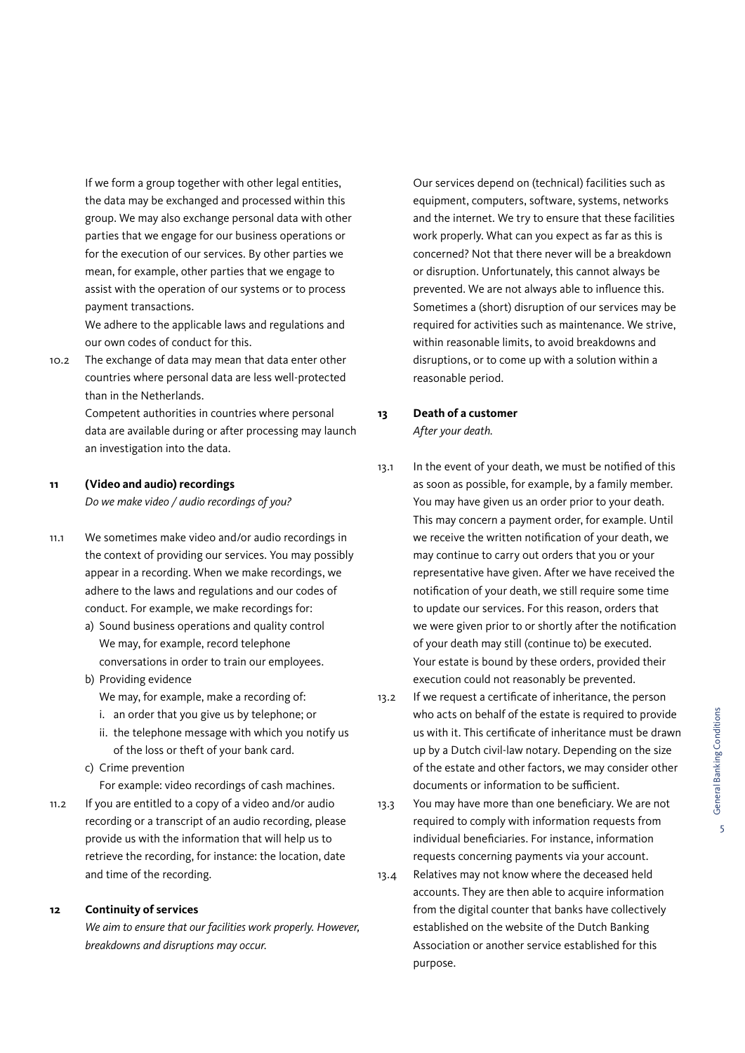If we form a group together with other legal entities, the data may be exchanged and processed within this group. We may also exchange personal data with other parties that we engage for our business operations or for the execution of our services. By other parties we mean, for example, other parties that we engage to assist with the operation of our systems or to process payment transactions.

We adhere to the applicable laws and regulations and our own codes of conduct for this.

10.2 The exchange of data may mean that data enter other countries where personal data are less well-protected than in the Netherlands.

Competent authorities in countries where personal data are available during or after processing may launch an investigation into the data.

## 11 (Video and audio) recordings

*Do we make video / audio recordings of you?*

11.1 We sometimes make video and/or audio recordings in the context of providing our services. You may possibly appear in a recording. When we make recordings, we adhere to the laws and regulations and our codes of conduct. For example, we make recordings for:

a) Sound business operations and quality control
   We may, for example, record telephone conversations in order to train our employees.
b) Providing evidence
   We may, for example, make a recording of:
   i. an order that you give us by telephone; or
   ii. the telephone message with which you notify us of the loss or theft of your bank card.
c) Crime prevention
   For example: video recordings of cash machines.

11.2 If you are entitled to a copy of a video and/or audio recording or a transcript of an audio recording, please provide us with the information that will help us to retrieve the recording, for instance: the location, date and time of the recording.

## 12 Continuity of services

*We aim to ensure that our facilities work properly. However, breakdowns and disruptions may occur.*

Our services depend on (technical) facilities such as equipment, computers, software, systems, networks and the internet. We try to ensure that these facilities work properly. What can you expect as far as this is concerned? Not that there never will be a breakdown or disruption. Unfortunately, this cannot always be prevented. We are not always able to influence this. Sometimes a (short) disruption of our services may be required for activities such as maintenance. We strive, within reasonable limits, to avoid breakdowns and disruptions, or to come up with a solution within a reasonable period.

## 13 Death of a customer

*After your death.*

13.1 In the event of your death, we must be notified of this as soon as possible, for example, by a family member. You may have given us an order prior to your death. This may concern a payment order, for example. Until we receive the written notification of your death, we may continue to carry out orders that you or your representative have given. After we have received the notification of your death, we still require some time to update our services. For this reason, orders that we were given prior to or shortly after the notification of your death may still (continue to) be executed. Your estate is bound by these orders, provided their execution could not reasonably be prevented.

13.2 If we request a certificate of inheritance, the person who acts on behalf of the estate is required to provide us with it. This certificate of inheritance must be drawn up by a Dutch civil-law notary. Depending on the size of the estate and other factors, we may consider other documents or information to be sufficient.

13.3 You may have more than one beneficiary. We are not required to comply with information requests from individual beneficiaries. For instance, information requests concerning payments via your account.

13.4 Relatives may not know where the deceased held accounts. They are then able to acquire information from the digital counter that banks have collectively established on the website of the Dutch Banking Association or another service established for this purpose.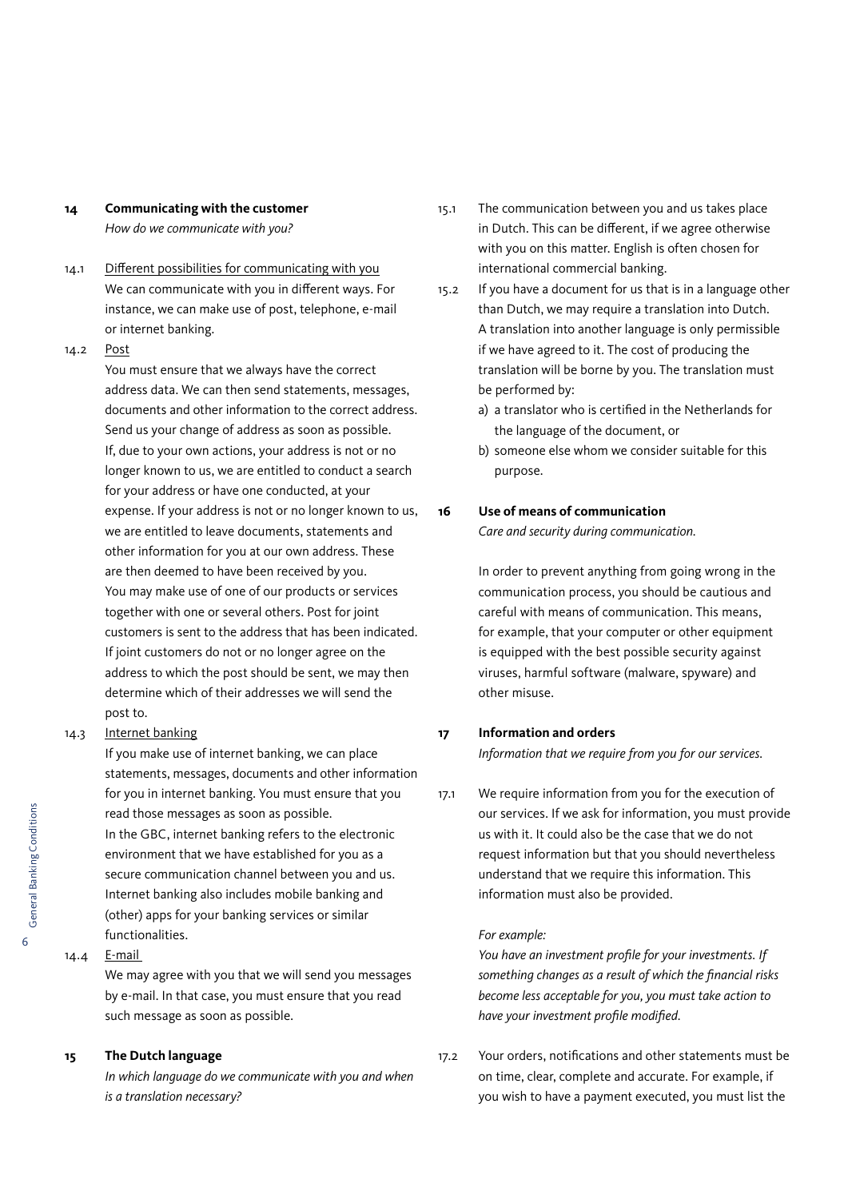## 14 Communicating with the customer

*How do we communicate with you?*

14.1 Different possibilities for communicating with you

We can communicate with you in different ways. For instance, we can make use of post, telephone, e-mail or internet banking.

14.2 Post

You must ensure that we always have the correct address data. We can then send statements, messages, documents and other information to the correct address. Send us your change of address as soon as possible. If, due to your own actions, your address is not or no longer known to us, we are entitled to conduct a search for your address or have one conducted, at your expense. If your address is not or no longer known to us, we are entitled to leave documents, statements and other information for you at our own address. These are then deemed to have been received by you.
You may make use of one of our products or services together with one or several others. Post for joint customers is sent to the address that has been indicated. If joint customers do not or no longer agree on the address to which the post should be sent, we may then determine which of their addresses we will send the post to.

14.3 Internet banking

If you make use of internet banking, we can place statements, messages, documents and other information for you in internet banking. You must ensure that you read those messages as soon as possible.
In the GBC, internet banking refers to the electronic environment that we have established for you as a secure communication channel between you and us. Internet banking also includes mobile banking and (other) apps for your banking services or similar functionalities.

14.4 E-mail

We may agree with you that we will send you messages by e-mail. In that case, you must ensure that you read such message as soon as possible.

## 15 The Dutch language

*In which language do we communicate with you and when is a translation necessary?*

15.1 The communication between you and us takes place in Dutch. This can be different, if we agree otherwise with you on this matter. English is often chosen for international commercial banking.

15.2 If you have a document for us that is in a language other than Dutch, we may require a translation into Dutch. A translation into another language is only permissible if we have agreed to it. The cost of producing the translation will be borne by you. The translation must be performed by:

a) a translator who is certified in the Netherlands for the language of the document, or
b) someone else whom we consider suitable for this purpose.

## 16 Use of means of communication

*Care and security during communication.*

In order to prevent anything from going wrong in the communication process, you should be cautious and careful with means of communication. This means, for example, that your computer or other equipment is equipped with the best possible security against viruses, harmful software (malware, spyware) and other misuse.

## 17 Information and orders

*Information that we require from you for our services.*

17.1 We require information from you for the execution of our services. If we ask for information, you must provide us with it. It could also be the case that we do not request information but that you should nevertheless understand that we require this information. This information must also be provided.

*For example:*

*You have an investment profile for your investments. If something changes as a result of which the financial risks become less acceptable for you, you must take action to have your investment profile modified.*

17.2 Your orders, notifications and other statements must be on time, clear, complete and accurate. For example, if you wish to have a payment executed, you must list the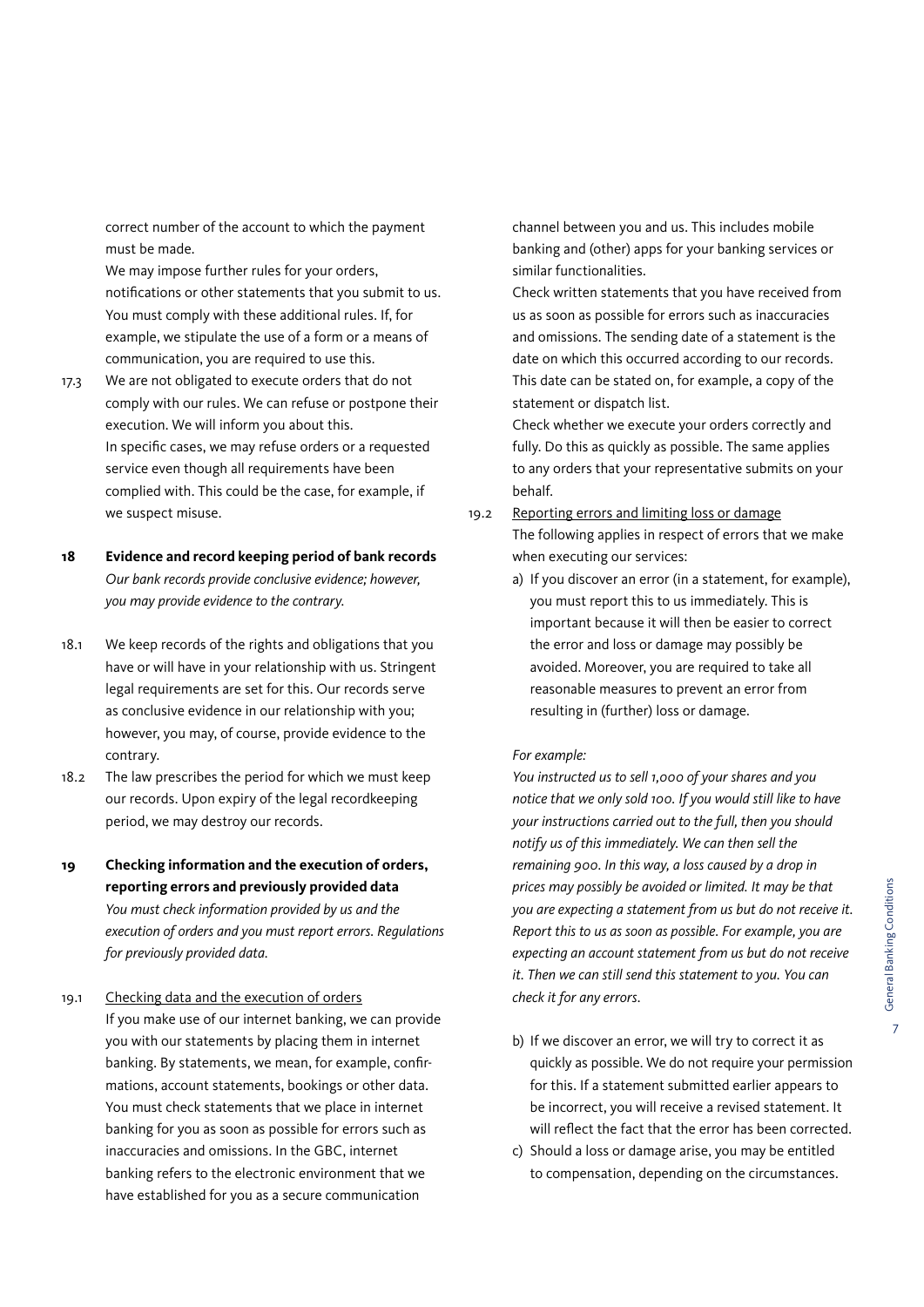correct number of the account to which the payment must be made.

We may impose further rules for your orders, notifications or other statements that you submit to us. You must comply with these additional rules. If, for example, we stipulate the use of a form or a means of communication, you are required to use this.

17.3 We are not obligated to execute orders that do not comply with our rules. We can refuse or postpone their execution. We will inform you about this.
In specific cases, we may refuse orders or a requested service even though all requirements have been complied with. This could be the case, for example, if we suspect misuse.

## 18 Evidence and record keeping period of bank records

*Our bank records provide conclusive evidence; however, you may provide evidence to the contrary.*

18.1 We keep records of the rights and obligations that you have or will have in your relationship with us. Stringent legal requirements are set for this. Our records serve as conclusive evidence in our relationship with you; however, you may, of course, provide evidence to the contrary.

18.2 The law prescribes the period for which we must keep our records. Upon expiry of the legal recordkeeping period, we may destroy our records.

## 19 Checking information and the execution of orders, reporting errors and previously provided data

*You must check information provided by us and the execution of orders and you must report errors. Regulations for previously provided data.*

19.1 Checking data and the execution of orders
If you make use of our internet banking, we can provide you with our statements by placing them in internet banking. By statements, we mean, for example, confirmations, account statements, bookings or other data. You must check statements that we place in internet banking for you as soon as possible for errors such as inaccuracies and omissions. In the GBC, internet banking refers to the electronic environment that we have established for you as a secure communication channel between you and us. This includes mobile banking and (other) apps for your banking services or similar functionalities.
Check written statements that you have received from us as soon as possible for errors such as inaccuracies and omissions. The sending date of a statement is the date on which this occurred according to our records. This date can be stated on, for example, a copy of the statement or dispatch list.
Check whether we execute your orders correctly and fully. Do this as quickly as possible. The same applies to any orders that your representative submits on your behalf.

19.2 Reporting errors and limiting loss or damage
The following applies in respect of errors that we make when executing our services:

a) If you discover an error (in a statement, for example), you must report this to us immediately. This is important because it will then be easier to correct the error and loss or damage may possibly be avoided. Moreover, you are required to take all reasonable measures to prevent an error from resulting in (further) loss or damage.

*For example:*
*You instructed us to sell 1,000 of your shares and you notice that we only sold 100. If you would still like to have your instructions carried out to the full, then you should notify us of this immediately. We can then sell the remaining 900. In this way, a loss caused by a drop in prices may possibly be avoided or limited. It may be that you are expecting a statement from us but do not receive it. Report this to us as soon as possible. For example, you are expecting an account statement from us but do not receive it. Then we can still send this statement to you. You can check it for any errors.*

b) If we discover an error, we will try to correct it as quickly as possible. We do not require your permission for this. If a statement submitted earlier appears to be incorrect, you will receive a revised statement. It will reflect the fact that the error has been corrected.

c) Should a loss or damage arise, you may be entitled to compensation, depending on the circumstances.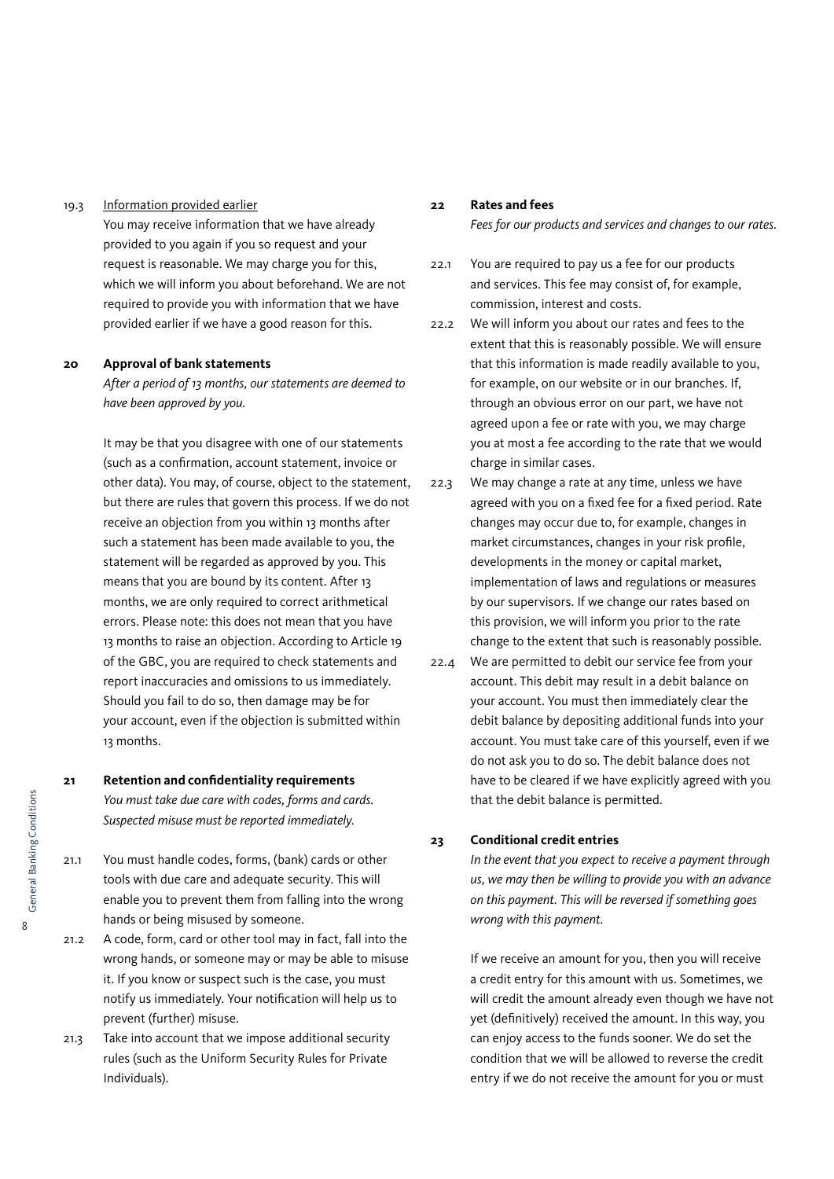19.3 Information provided earlier

You may receive information that we have already provided to you again if you so request and your request is reasonable. We may charge you for this, which we will inform you about beforehand. We are not required to provide you with information that we have provided earlier if we have a good reason for this.

## 20 Approval of bank statements

*After a period of 13 months, our statements are deemed to have been approved by you.*

It may be that you disagree with one of our statements (such as a confirmation, account statement, invoice or other data). You may, of course, object to the statement, but there are rules that govern this process. If we do not receive an objection from you within 13 months after such a statement has been made available to you, the statement will be regarded as approved by you. This means that you are bound by its content. After 13 months, we are only required to correct arithmetical errors. Please note: this does not mean that you have 13 months to raise an objection. According to Article 19 of the GBC, you are required to check statements and report inaccuracies and omissions to us immediately. Should you fail to do so, then damage may be for your account, even if the objection is submitted within 13 months.

## 21 Retention and confidentiality requirements

*You must take due care with codes, forms and cards. Suspected misuse must be reported immediately.*

21.1 You must handle codes, forms, (bank) cards or other tools with due care and adequate security. This will enable you to prevent them from falling into the wrong hands or being misused by someone.

21.2 A code, form, card or other tool may in fact, fall into the wrong hands, or someone may or may be able to misuse it. If you know or suspect such is the case, you must notify us immediately. Your notification will help us to prevent (further) misuse.

21.3 Take into account that we impose additional security rules (such as the Uniform Security Rules for Private Individuals).

## 22 Rates and fees

*Fees for our products and services and changes to our rates.*

22.1 You are required to pay us a fee for our products and services. This fee may consist of, for example, commission, interest and costs.

22.2 We will inform you about our rates and fees to the extent that this is reasonably possible. We will ensure that this information is made readily available to you, for example, on our website or in our branches. If, through an obvious error on our part, we have not agreed upon a fee or rate with you, we may charge you at most a fee according to the rate that we would charge in similar cases.

22.3 We may change a rate at any time, unless we have agreed with you on a fixed fee for a fixed period. Rate changes may occur due to, for example, changes in market circumstances, changes in your risk profile, developments in the money or capital market, implementation of laws and regulations or measures by our supervisors. If we change our rates based on this provision, we will inform you prior to the rate change to the extent that such is reasonably possible.

22.4 We are permitted to debit our service fee from your account. This debit may result in a debit balance on your account. You must then immediately clear the debit balance by depositing additional funds into your account. You must take care of this yourself, even if we do not ask you to do so. The debit balance does not have to be cleared if we have explicitly agreed with you that the debit balance is permitted.

## 23 Conditional credit entries

*In the event that you expect to receive a payment through us, we may then be willing to provide you with an advance on this payment. This will be reversed if something goes wrong with this payment.*

If we receive an amount for you, then you will receive a credit entry for this amount with us. Sometimes, we will credit the amount already even though we have not yet (definitively) received the amount. In this way, you can enjoy access to the funds sooner. We do set the condition that we will be allowed to reverse the credit entry if we do not receive the amount for you or must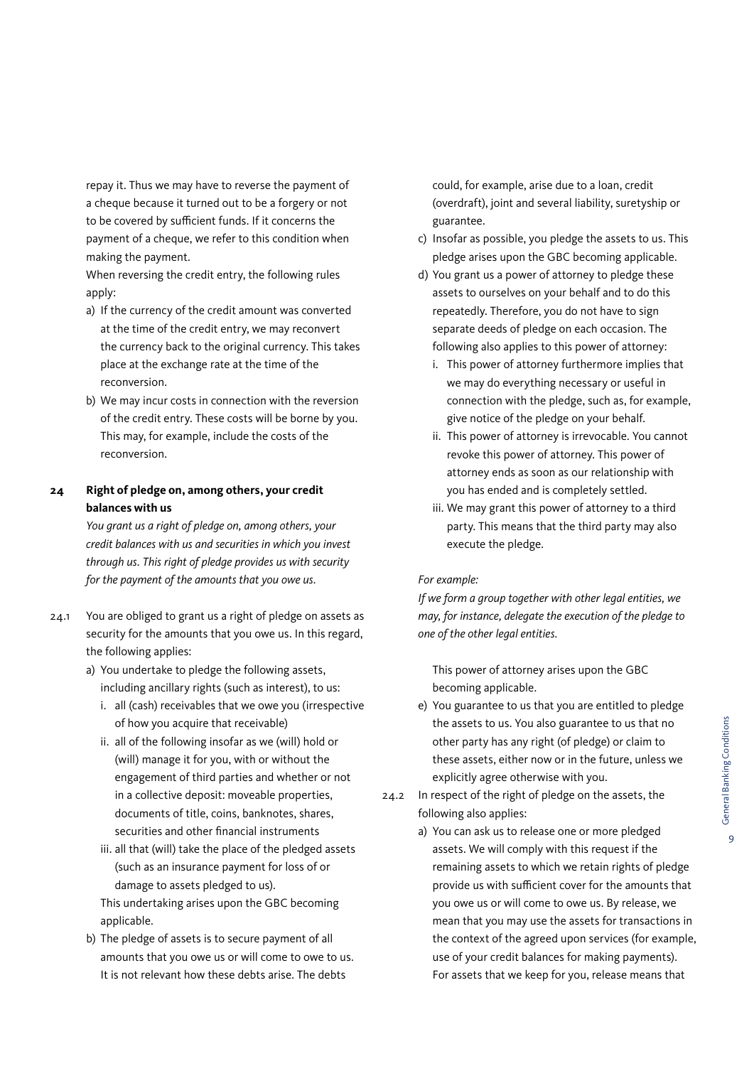repay it. Thus we may have to reverse the payment of a cheque because it turned out to be a forgery or not to be covered by sufficient funds. If it concerns the payment of a cheque, we refer to this condition when making the payment.

When reversing the credit entry, the following rules apply:

a) If the currency of the credit amount was converted at the time of the credit entry, we may reconvert the currency back to the original currency. This takes place at the exchange rate at the time of the reconversion.
b) We may incur costs in connection with the reversion of the credit entry. These costs will be borne by you. This may, for example, include the costs of the reconversion.

## 24 Right of pledge on, among others, your credit balances with us

*You grant us a right of pledge on, among others, your credit balances with us and securities in which you invest through us. This right of pledge provides us with security for the payment of the amounts that you owe us.*

24.1 You are obliged to grant us a right of pledge on assets as security for the amounts that you owe us. In this regard, the following applies:

a) You undertake to pledge the following assets, including ancillary rights (such as interest), to us:
   i. all (cash) receivables that we owe you (irrespective of how you acquire that receivable)
   ii. all of the following insofar as we (will) hold or (will) manage it for you, with or without the engagement of third parties and whether or not in a collective deposit: moveable properties, documents of title, coins, banknotes, shares, securities and other financial instruments
   iii. all that (will) take the place of the pledged assets (such as an insurance payment for loss of or damage to assets pledged to us).

   This undertaking arises upon the GBC becoming applicable.
b) The pledge of assets is to secure payment of all amounts that you owe us or will come to owe to us. It is not relevant how these debts arise. The debts could, for example, arise due to a loan, credit (overdraft), joint and several liability, suretyship or guarantee.
c) Insofar as possible, you pledge the assets to us. This pledge arises upon the GBC becoming applicable.
d) You grant us a power of attorney to pledge these assets to ourselves on your behalf and to do this repeatedly. Therefore, you do not have to sign separate deeds of pledge on each occasion. The following also applies to this power of attorney:
   i. This power of attorney furthermore implies that we may do everything necessary or useful in connection with the pledge, such as, for example, give notice of the pledge on your behalf.
   ii. This power of attorney is irrevocable. You cannot revoke this power of attorney. This power of attorney ends as soon as our relationship with you has ended and is completely settled.
   iii. We may grant this power of attorney to a third party. This means that the third party may also execute the pledge.

   *For example:*
   *If we form a group together with other legal entities, we may, for instance, delegate the execution of the pledge to one of the other legal entities.*

   This power of attorney arises upon the GBC becoming applicable.
e) You guarantee to us that you are entitled to pledge the assets to us. You also guarantee to us that no other party has any right (of pledge) or claim to these assets, either now or in the future, unless we explicitly agree otherwise with you.

24.2 In respect of the right of pledge on the assets, the following also applies:

a) You can ask us to release one or more pledged assets. We will comply with this request if the remaining assets to which we retain rights of pledge provide us with sufficient cover for the amounts that you owe us or will come to owe us. By release, we mean that you may use the assets for transactions in the context of the agreed upon services (for example, use of your credit balances for making payments). For assets that we keep for you, release means that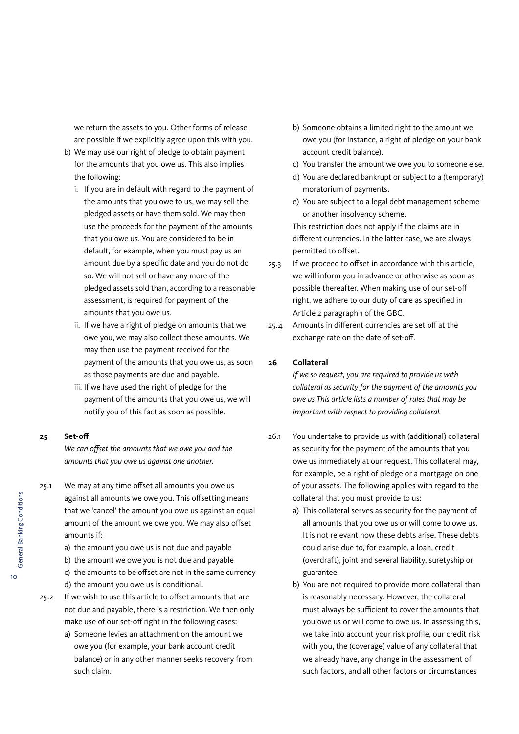we return the assets to you. Other forms of release are possible if we explicitly agree upon this with you.

b) We may use our right of pledge to obtain payment for the amounts that you owe us. This also implies the following:
   i. If you are in default with regard to the payment of the amounts that you owe to us, we may sell the pledged assets or have them sold. We may then use the proceeds for the payment of the amounts that you owe us. You are considered to be in default, for example, when you must pay us an amount due by a specific date and you do not do so. We will not sell or have any more of the pledged assets sold than, according to a reasonable assessment, is required for payment of the amounts that you owe us.
   ii. If we have a right of pledge on amounts that we owe you, we may also collect these amounts. We may then use the payment received for the payment of the amounts that you owe us, as soon as those payments are due and payable.
   iii. If we have used the right of pledge for the payment of the amounts that you owe us, we will notify you of this fact as soon as possible.

## 25 Set-off

*We can offset the amounts that we owe you and the amounts that you owe us against one another.*

25.1 We may at any time offset all amounts you owe us against all amounts we owe you. This offsetting means that we 'cancel' the amount you owe us against an equal amount of the amount we owe you. We may also offset amounts if:
a) the amount you owe us is not due and payable
b) the amount we owe you is not due and payable
c) the amounts to be offset are not in the same currency
d) the amount you owe us is conditional.

25.2 If we wish to use this article to offset amounts that are not due and payable, there is a restriction. We then only make use of our set-off right in the following cases:
a) Someone levies an attachment on the amount we owe you (for example, your bank account credit balance) or in any other manner seeks recovery from such claim.
b) Someone obtains a limited right to the amount we owe you (for instance, a right of pledge on your bank account credit balance).
c) You transfer the amount we owe you to someone else.
d) You are declared bankrupt or subject to a (temporary) moratorium of payments.
e) You are subject to a legal debt management scheme or another insolvency scheme.

This restriction does not apply if the claims are in different currencies. In the latter case, we are always permitted to offset.

25.3 If we proceed to offset in accordance with this article, we will inform you in advance or otherwise as soon as possible thereafter. When making use of our set-off right, we adhere to our duty of care as specified in Article 2 paragraph 1 of the GBC.

25.4 Amounts in different currencies are set off at the exchange rate on the date of set-off.

## 26 Collateral

*If we so request, you are required to provide us with collateral as security for the payment of the amounts you owe us This article lists a number of rules that may be important with respect to providing collateral.*

26.1 You undertake to provide us with (additional) collateral as security for the payment of the amounts that you owe us immediately at our request. This collateral may, for example, be a right of pledge or a mortgage on one of your assets. The following applies with regard to the collateral that you must provide to us:
a) This collateral serves as security for the payment of all amounts that you owe us or will come to owe us. It is not relevant how these debts arise. These debts could arise due to, for example, a loan, credit (overdraft), joint and several liability, suretyship or guarantee.
b) You are not required to provide more collateral than is reasonably necessary. However, the collateral must always be sufficient to cover the amounts that you owe us or will come to owe us. In assessing this, we take into account your risk profile, our credit risk with you, the (coverage) value of any collateral that we already have, any change in the assessment of such factors, and all other factors or circumstances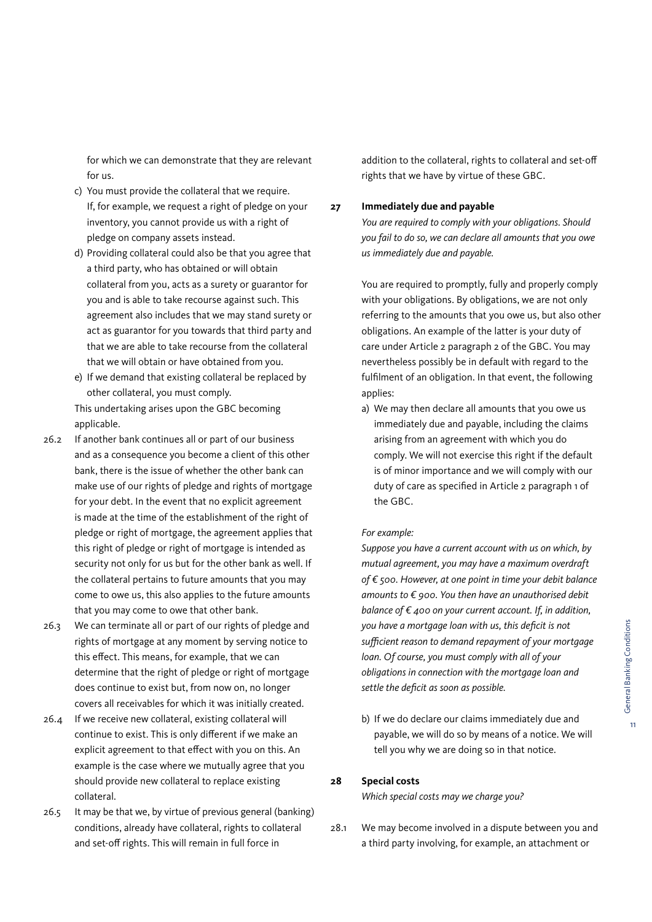for which we can demonstrate that they are relevant for us.

c) You must provide the collateral that we require. If, for example, we request a right of pledge on your inventory, you cannot provide us with a right of pledge on company assets instead.
d) Providing collateral could also be that you agree that a third party, who has obtained or will obtain collateral from you, acts as a surety or guarantor for you and is able to take recourse against such. This agreement also includes that we may stand surety or act as guarantor for you towards that third party and that we are able to take recourse from the collateral that we will obtain or have obtained from you.
e) If we demand that existing collateral be replaced by other collateral, you must comply.

This undertaking arises upon the GBC becoming applicable.

26.2 If another bank continues all or part of our business and as a consequence you become a client of this other bank, there is the issue of whether the other bank can make use of our rights of pledge and rights of mortgage for your debt. In the event that no explicit agreement is made at the time of the establishment of the right of pledge or right of mortgage, the agreement applies that this right of pledge or right of mortgage is intended as security not only for us but for the other bank as well. If the collateral pertains to future amounts that you may come to owe us, this also applies to the future amounts that you may come to owe that other bank.

26.3 We can terminate all or part of our rights of pledge and rights of mortgage at any moment by serving notice to this effect. This means, for example, that we can determine that the right of pledge or right of mortgage does continue to exist but, from now on, no longer covers all receivables for which it was initially created.

26.4 If we receive new collateral, existing collateral will continue to exist. This is only different if we make an explicit agreement to that effect with you on this. An example is the case where we mutually agree that you should provide new collateral to replace existing collateral.

26.5 It may be that we, by virtue of previous general (banking) conditions, already have collateral, rights to collateral and set-off rights. This will remain in full force in addition to the collateral, rights to collateral and set-off rights that we have by virtue of these GBC.

## 27 Immediately due and payable

*You are required to comply with your obligations. Should you fail to do so, we can declare all amounts that you owe us immediately due and payable.*

You are required to promptly, fully and properly comply with your obligations. By obligations, we are not only referring to the amounts that you owe us, but also other obligations. An example of the latter is your duty of care under Article 2 paragraph 2 of the GBC. You may nevertheless possibly be in default with regard to the fulfilment of an obligation. In that event, the following applies:

a) We may then declare all amounts that you owe us immediately due and payable, including the claims arising from an agreement with which you do comply. We will not exercise this right if the default is of minor importance and we will comply with our duty of care as specified in Article 2 paragraph 1 of the GBC.

*For example:*
*Suppose you have a current account with us on which, by mutual agreement, you may have a maximum overdraft of € 500. However, at one point in time your debit balance amounts to € 900. You then have an unauthorised debit balance of € 400 on your current account. If, in addition, you have a mortgage loan with us, this deficit is not sufficient reason to demand repayment of your mortgage loan. Of course, you must comply with all of your obligations in connection with the mortgage loan and settle the deficit as soon as possible.*

b) If we do declare our claims immediately due and payable, we will do so by means of a notice. We will tell you why we are doing so in that notice.

## 28 Special costs

*Which special costs may we charge you?*

28.1 We may become involved in a dispute between you and a third party involving, for example, an attachment or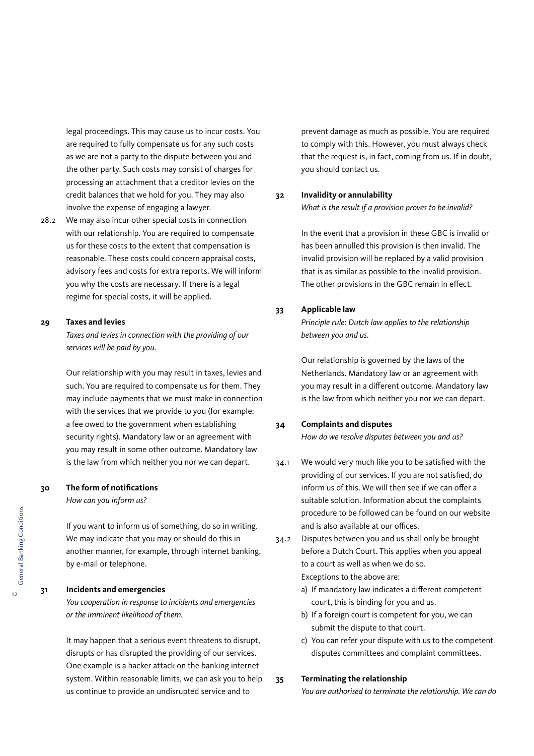legal proceedings. This may cause us to incur costs. You are required to fully compensate us for any such costs as we are not a party to the dispute between you and the other party. Such costs may consist of charges for processing an attachment that a creditor levies on the credit balances that we hold for you. They may also involve the expense of engaging a lawyer.

28.2 We may also incur other special costs in connection with our relationship. You are required to compensate us for these costs to the extent that compensation is reasonable. These costs could concern appraisal costs, advisory fees and costs for extra reports. We will inform you why the costs are necessary. If there is a legal regime for special costs, it will be applied.

### 29 Taxes and levies

*Taxes and levies in connection with the providing of our services will be paid by you.*

Our relationship with you may result in taxes, levies and such. You are required to compensate us for them. They may include payments that we must make in connection with the services that we provide to you (for example: a fee owed to the government when establishing security rights). Mandatory law or an agreement with you may result in some other outcome. Mandatory law is the law from which neither you nor we can depart.

### 30 The form of notifications

*How can you inform us?*

If you want to inform us of something, do so in writing. We may indicate that you may or should do this in another manner, for example, through internet banking, by e-mail or telephone.

### 31 Incidents and emergencies

*You cooperation in response to incidents and emergencies or the imminent likelihood of them.*

It may happen that a serious event threatens to disrupt, disrupts or has disrupted the providing of our services. One example is a hacker attack on the banking internet system. Within reasonable limits, we can ask you to help us continue to provide an undisrupted service and to prevent damage as much as possible. You are required to comply with this. However, you must always check that the request is, in fact, coming from us. If in doubt, you should contact us.

### 32 Invalidity or annulability

*What is the result if a provision proves to be invalid?*

In the event that a provision in these GBC is invalid or has been annulled this provision is then invalid. The invalid provision will be replaced by a valid provision that is as similar as possible to the invalid provision. The other provisions in the GBC remain in effect.

### 33 Applicable law

*Principle rule: Dutch law applies to the relationship between you and us.*

Our relationship is governed by the laws of the Netherlands. Mandatory law or an agreement with you may result in a different outcome. Mandatory law is the law from which neither you nor we can depart.

### 34 Complaints and disputes

*How do we resolve disputes between you and us?*

34.1 We would very much like you to be satisfied with the providing of our services. If you are not satisfied, do inform us of this. We will then see if we can offer a suitable solution. Information about the complaints procedure to be followed can be found on our website and is also available at our offices.

34.2 Disputes between you and us shall only be brought before a Dutch Court. This applies when you appeal to a court as well as when we do so.
Exceptions to the above are:

a) If mandatory law indicates a different competent court, this is binding for you and us.
b) If a foreign court is competent for you, we can submit the dispute to that court.
c) You can refer your dispute with us to the competent disputes committees and complaint committees.

### 35 Terminating the relationship

*You are authorised to terminate the relationship. We can do*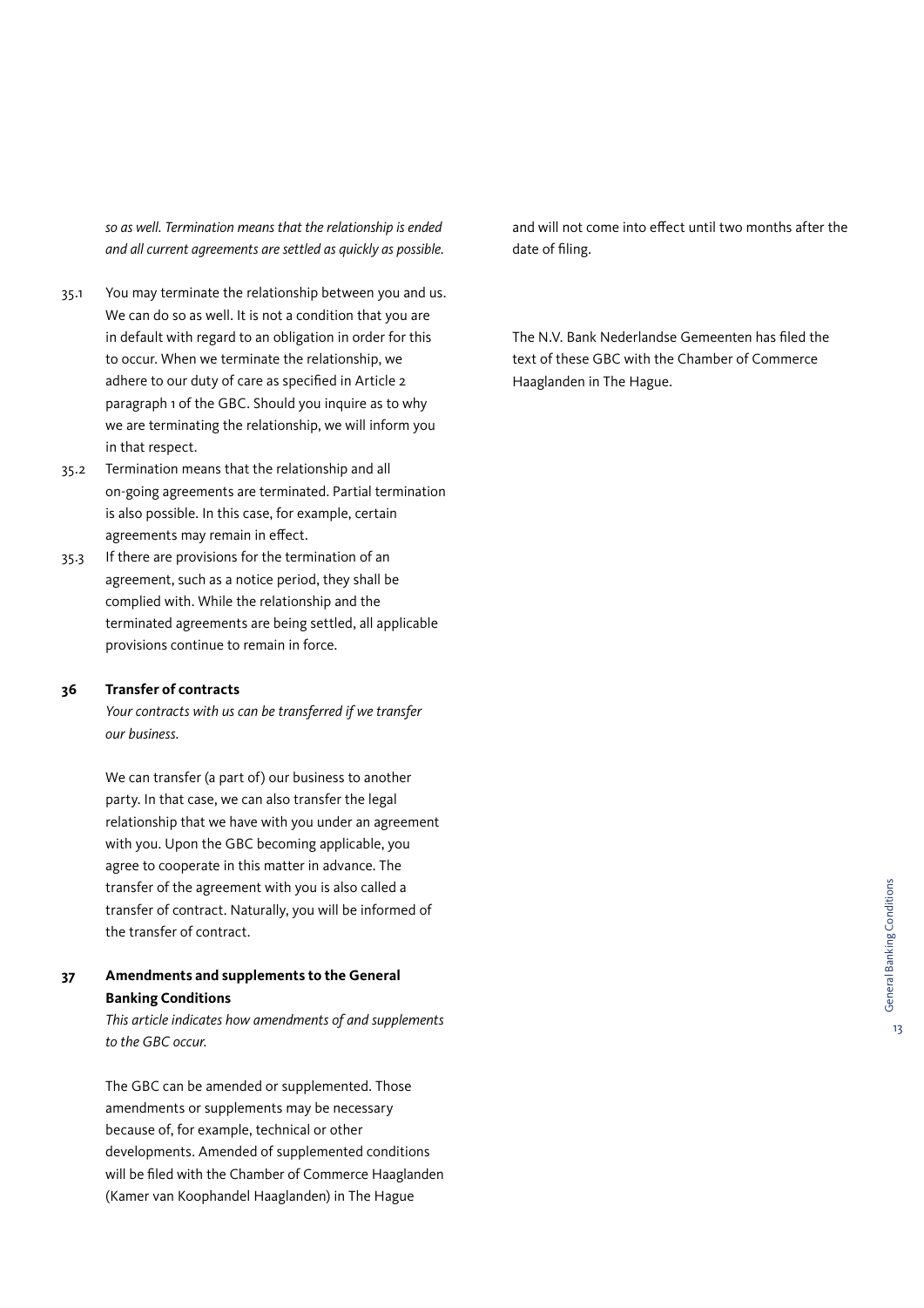*so as well. Termination means that the relationship is ended and all current agreements are settled as quickly as possible.*

35.1 You may terminate the relationship between you and us. We can do so as well. It is not a condition that you are in default with regard to an obligation in order for this to occur. When we terminate the relationship, we adhere to our duty of care as specified in Article 2 paragraph 1 of the GBC. Should you inquire as to why we are terminating the relationship, we will inform you in that respect.

35.2 Termination means that the relationship and all on-going agreements are terminated. Partial termination is also possible. In this case, for example, certain agreements may remain in effect.

35.3 If there are provisions for the termination of an agreement, such as a notice period, they shall be complied with. While the relationship and the terminated agreements are being settled, all applicable provisions continue to remain in force.

## 36 Transfer of contracts

*Your contracts with us can be transferred if we transfer our business.*

We can transfer (a part of) our business to another party. In that case, we can also transfer the legal relationship that we have with you under an agreement with you. Upon the GBC becoming applicable, you agree to cooperate in this matter in advance. The transfer of the agreement with you is also called a transfer of contract. Naturally, you will be informed of the transfer of contract.

## 37 Amendments and supplements to the General Banking Conditions

*This article indicates how amendments of and supplements to the GBC occur.*

The GBC can be amended or supplemented. Those amendments or supplements may be necessary because of, for example, technical or other developments. Amended of supplemented conditions will be filed with the Chamber of Commerce Haaglanden (Kamer van Koophandel Haaglanden) in The Hague and will not come into effect until two months after the date of filing.

The N.V. Bank Nederlandse Gemeenten has filed the text of these GBC with the Chamber of Commerce Haaglanden in The Hague.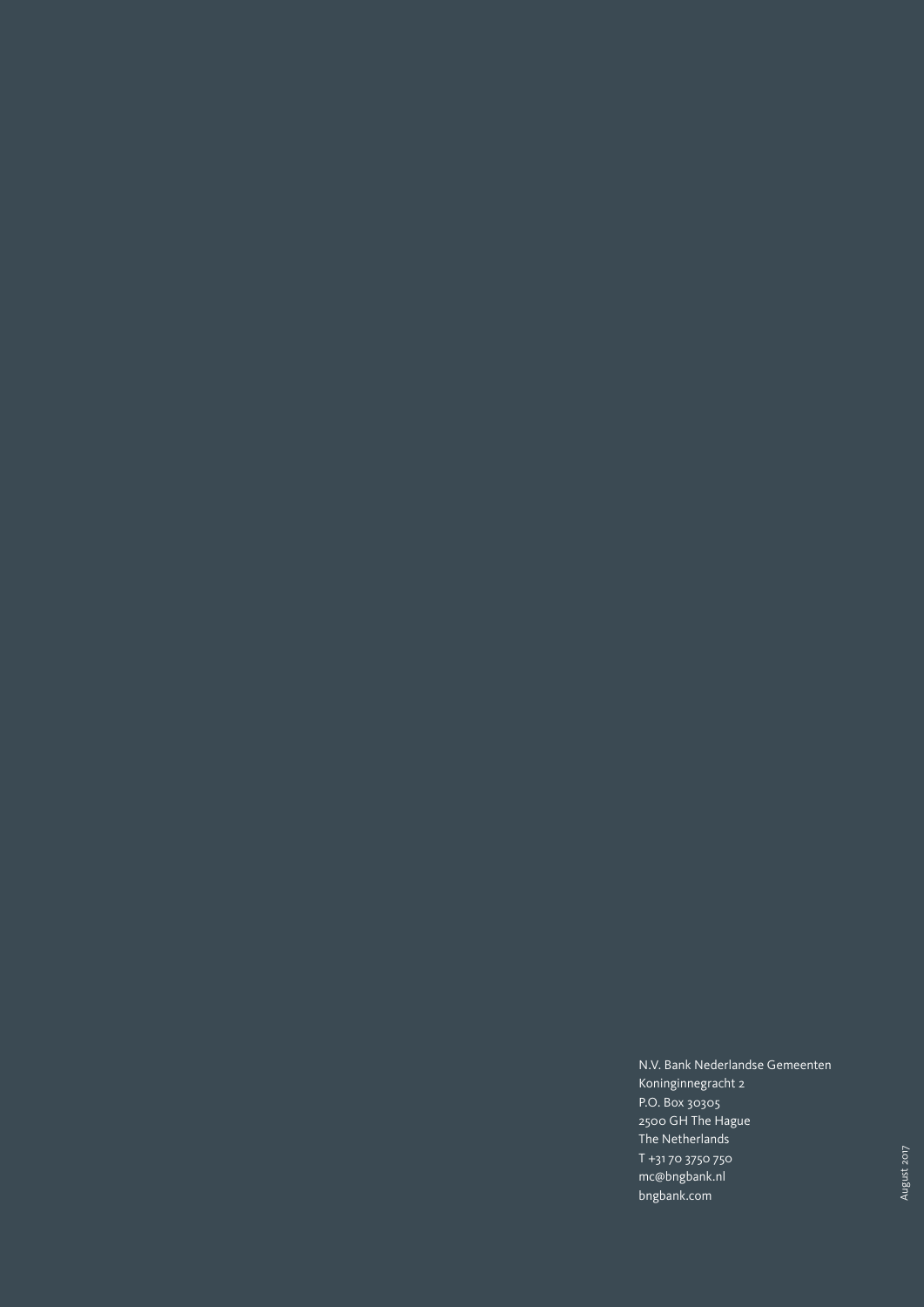N.V. Bank Nederlandse Gemeenten
Koninginnegracht 2
P.O. Box 30305
2500 GH The Hague
The Netherlands
T +31 70 3750 750
mc@bngbank.nl
bngbank.com

August 2017